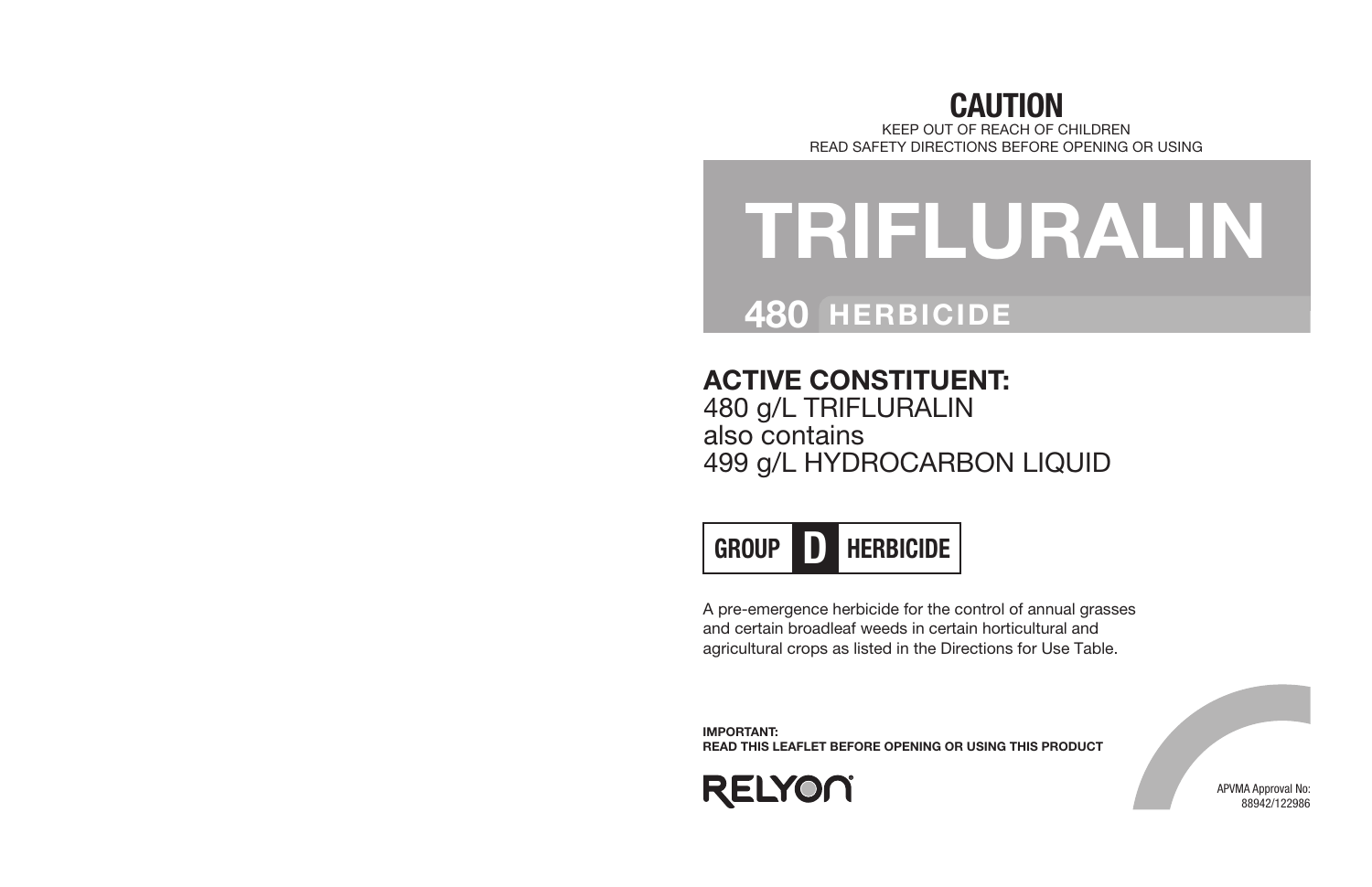# CAUTION

KEEP OUT OF REACH OF CHILDREN
READ SAFETY DIRECTIONS BEFORE OPENING OR USING

# TRIFLURALIN

## 480 HERBICIDE

**ACTIVE CONSTITUENT:**
480 g/L TRIFLURALIN
also contains
499 g/L HYDROCARBON LIQUID

**GROUP D HERBICIDE**

A pre-emergence herbicide for the control of annual grasses and certain broadleaf weeds in certain horticultural and agricultural crops as listed in the Directions for Use Table.

**IMPORTANT:**
**READ THIS LEAFLET BEFORE OPENING OR USING THIS PRODUCT**

RELYON

APVMA Approval No:
88942/122986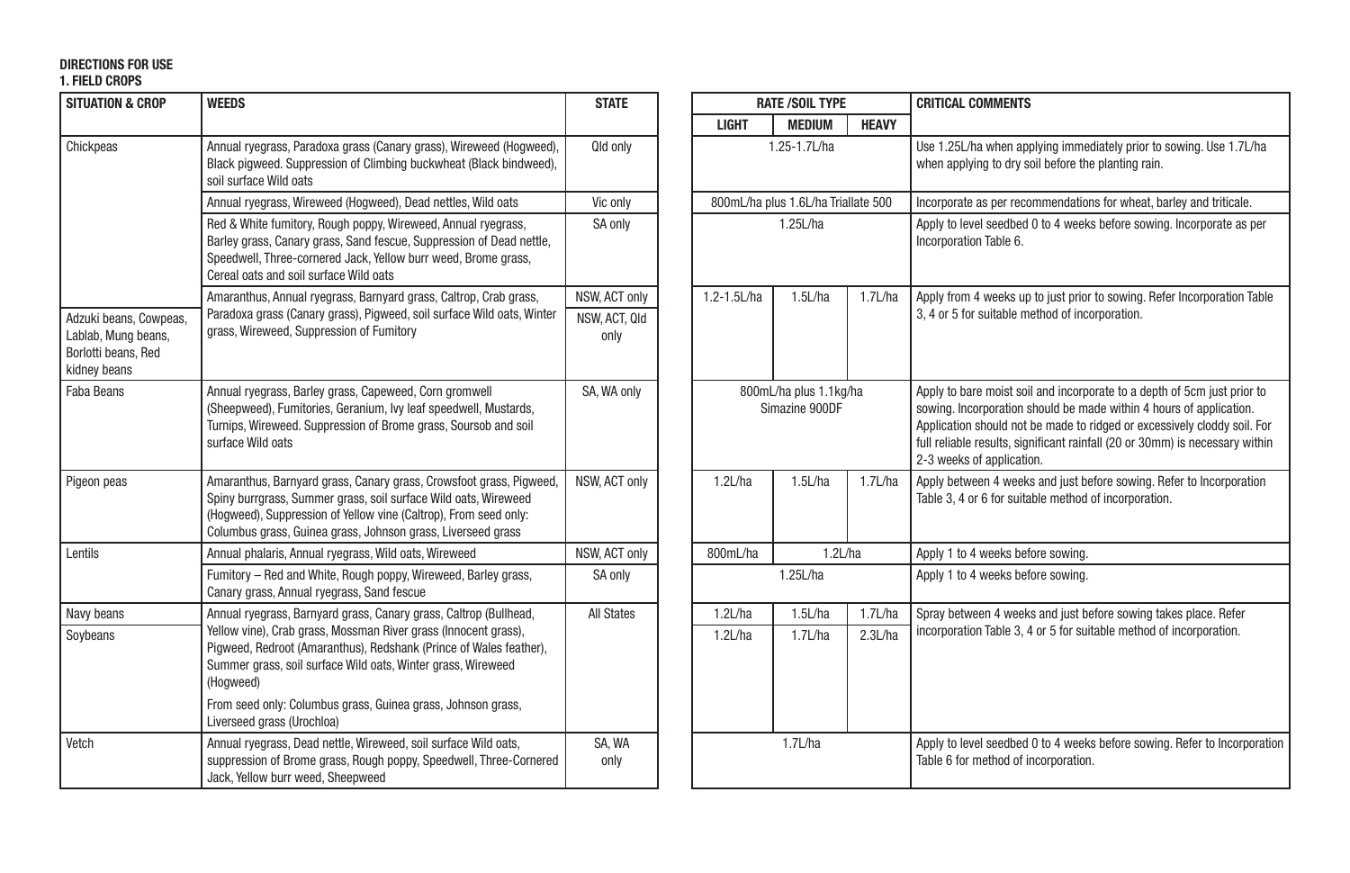**DIRECTIONS FOR USE**

**1. FIELD CROPS**

| SITUATION & CROP | WEEDS | STATE | RATE /SOIL TYPE | | | CRITICAL COMMENTS |
|---|---|---|---|---|---|---|
| | | | LIGHT | MEDIUM | HEAVY | |
| Chickpeas | Annual ryegrass, Paradoxa grass (Canary grass), Wireweed (Hogweed), Black pigweed. Suppression of Climbing buckwheat (Black bindweed), soil surface Wild oats | Qld only | 1.25-1.7L/ha | | | Use 1.25L/ha when applying immediately prior to sowing. Use 1.7L/ha when applying to dry soil before the planting rain. |
| | Annual ryegrass, Wireweed (Hogweed), Dead nettles, Wild oats | Vic only | 800mL/ha plus 1.6L/ha Triallate 500 | | | Incorporate as per recommendations for wheat, barley and triticale. |
| | Red & White fumitory, Rough poppy, Wireweed, Annual ryegrass, Barley grass, Canary grass, Sand fescue, Suppression of Dead nettle, Speedwell, Three-cornered Jack, Yellow burr weed, Brome grass, Cereal oats and soil surface Wild oats | SA only | 1.25L/ha | | | Apply to level seedbed 0 to 4 weeks before sowing. Incorporate as per Incorporation Table 6. |
| | Amaranthus, Annual ryegrass, Barnyard grass, Caltrop, Crab grass, Paradoxa grass (Canary grass), Pigweed, soil surface Wild oats, Winter grass, Wireweed, Suppression of Fumitory | NSW, ACT only | 1.2-1.5L/ha | 1.5L/ha | 1.7L/ha | Apply from 4 weeks up to just prior to sowing. Refer Incorporation Table 3, 4 or 5 for suitable method of incorporation. |
| Adzuki beans, Cowpeas, Lablab, Mung beans, Borlotti beans, Red kidney beans | | NSW, ACT, Qld only | | | | |
| Faba Beans | Annual ryegrass, Barley grass, Capeweed, Corn gromwell (Sheepweed), Fumitories, Geranium, Ivy leaf speedwell, Mustards, Turnips, Wireweed. Suppression of Brome grass, Soursob and soil surface Wild oats | SA, WA only | 800mL/ha plus 1.1kg/ha Simazine 900DF | | | Apply to bare moist soil and incorporate to a depth of 5cm just prior to sowing. Incorporation should be made within 4 hours of application. Application should not be made to ridged or excessively cloddy soil. For full reliable results, significant rainfall (20 or 30mm) is necessary within 2-3 weeks of application. |
| Pigeon peas | Amaranthus, Barnyard grass, Canary grass, Crowsfoot grass, Pigweed, Spiny burrgrass, Summer grass, soil surface Wild oats, Wireweed (Hogweed), Suppression of Yellow vine (Caltrop), From seed only: Columbus grass, Guinea grass, Johnson grass, Liverseed grass | NSW, ACT only | 1.2L/ha | 1.5L/ha | 1.7L/ha | Apply between 4 weeks and just before sowing. Refer to Incorporation Table 3, 4 or 6 for suitable method of incorporation. |
| Lentils | Annual phalaris, Annual ryegrass, Wild oats, Wireweed | NSW, ACT only | 800mL/ha | 1.2L/ha | | Apply 1 to 4 weeks before sowing. |
| | Fumitory – Red and White, Rough poppy, Wireweed, Barley grass, Canary grass, Annual ryegrass, Sand fescue | SA only | 1.25L/ha | | | Apply 1 to 4 weeks before sowing. |
| Navy beans | Annual ryegrass, Barnyard grass, Canary grass, Caltrop (Bullhead, Yellow vine), Crab grass, Mossman River grass (Innocent grass), Pigweed, Redroot (Amaranthus), Redshank (Prince of Wales feather), Summer grass, soil surface Wild oats, Winter grass, Wireweed (Hogweed)<br><br>From seed only: Columbus grass, Guinea grass, Johnson grass, Liverseed grass (Urochloa) | All States | 1.2L/ha | 1.5L/ha | 1.7L/ha | Spray between 4 weeks and just before sowing takes place. Refer incorporation Table 3, 4 or 5 for suitable method of incorporation. |
| Soybeans | | | 1.2L/ha | 1.7L/ha | 2.3L/ha | |
| Vetch | Annual ryegrass, Dead nettle, Wireweed, soil surface Wild oats, suppression of Brome grass, Rough poppy, Speedwell, Three-Cornered Jack, Yellow burr weed, Sheepweed | SA, WA only | 1.7L/ha | | | Apply to level seedbed 0 to 4 weeks before sowing. Refer to Incorporation Table 6 for method of incorporation. |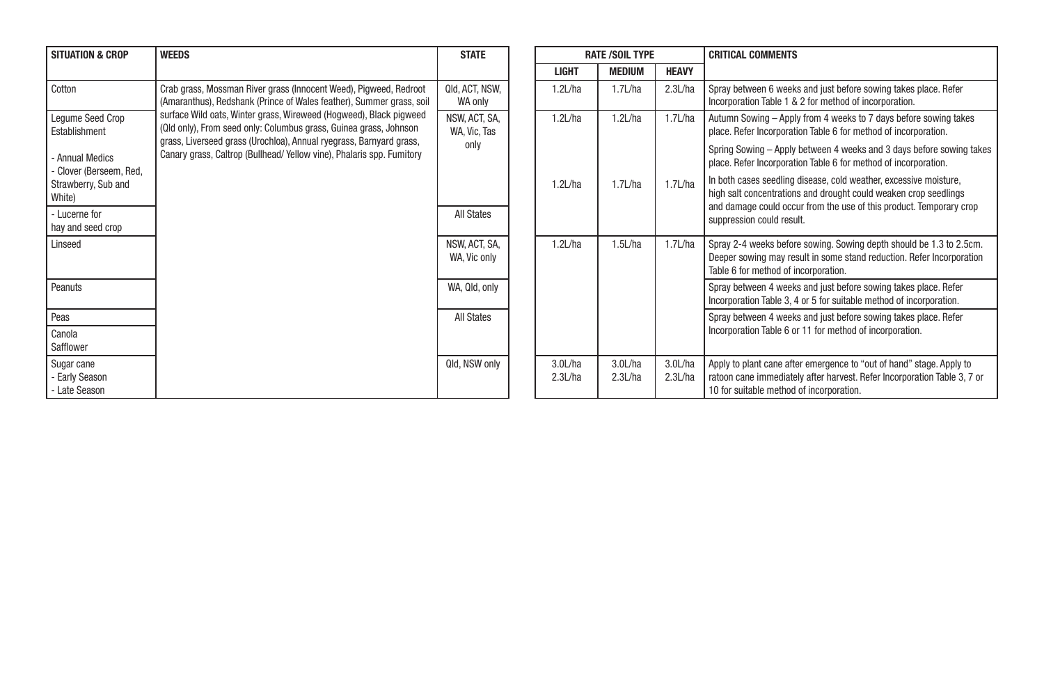| SITUATION & CROP | WEEDS | STATE | RATE /SOIL TYPE | | | CRITICAL COMMENTS |
|---|---|---|---|---|---|---|
| | | | LIGHT | MEDIUM | HEAVY | |
| Cotton | Crab grass, Mossman River grass (Innocent Weed), Pigweed, Redroot (Amaranthus), Redshank (Prince of Wales feather), Summer grass, soil surface Wild oats, Winter grass, Wireweed (Hogweed), Black pigweed (Qld only), From seed only: Columbus grass, Guinea grass, Johnson grass, Liverseed grass (Urochloa), Annual ryegrass, Barnyard grass, Canary grass, Caltrop (Bullhead/ Yellow vine), Phalaris spp. Fumitory | Qld, ACT, NSW, WA only | 1.2L/ha | 1.7L/ha | 2.3L/ha | Spray between 6 weeks and just before sowing takes place. Refer Incorporation Table 1 & 2 for method of incorporation. |
| Legume Seed Crop Establishment<br>- Annual Medics<br>- Clover (Berseem, Red, Strawberry, Sub and White) | | NSW, ACT, SA, WA, Vic, Tas only | 1.2L/ha | 1.2L/ha | 1.7L/ha | Autumn Sowing – Apply from 4 weeks to 7 days before sowing takes place. Refer Incorporation Table 6 for method of incorporation.<br>Spring Sowing – Apply between 4 weeks and 3 days before sowing takes place. Refer Incorporation Table 6 for method of incorporation. |
| - Lucerne for hay and seed crop | | All States | 1.2L/ha | 1.7L/ha | 1.7L/ha | In both cases seedling disease, cold weather, excessive moisture, high salt concentrations and drought could weaken crop seedlings and damage could occur from the use of this product. Temporary crop suppression could result. |
| Linseed | | NSW, ACT, SA, WA, Vic only | 1.2L/ha | 1.5L/ha | 1.7L/ha | Spray 2-4 weeks before sowing. Sowing depth should be 1.3 to 2.5cm. Deeper sowing may result in some stand reduction. Refer Incorporation Table 6 for method of incorporation. |
| Peanuts | | WA, Qld, only | | | | Spray between 4 weeks and just before sowing takes place. Refer Incorporation Table 3, 4 or 5 for suitable method of incorporation. |
| Peas | | All States | | | | Spray between 4 weeks and just before sowing takes place. Refer Incorporation Table 6 or 11 for method of incorporation. |
| Canola<br>Safflower | | | | | | |
| Sugar cane<br>- Early Season<br>- Late Season | | Qld, NSW only | 3.0L/ha<br>2.3L/ha | 3.0L/ha<br>2.3L/ha | 3.0L/ha<br>2.3L/ha | Apply to plant cane after emergence to "out of hand" stage. Apply to ratoon cane immediately after harvest. Refer Incorporation Table 3, 7 or 10 for suitable method of incorporation. |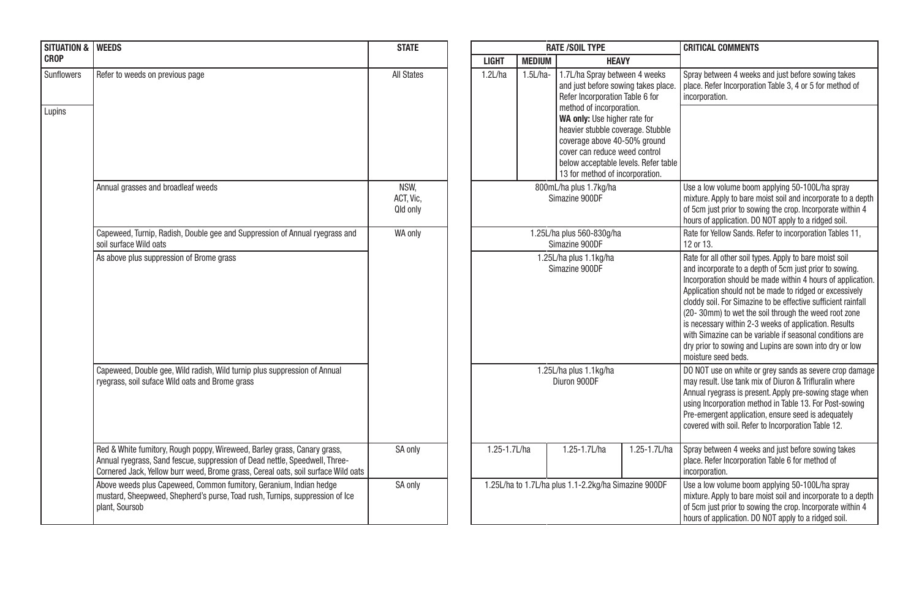| SITUATION & CROP | WEEDS | STATE | RATE /SOIL TYPE | | | | CRITICAL COMMENTS |
|---|---|---|---|---|---|---|---|
| | | | LIGHT | MEDIUM | HEAVY | | |
| Sunflowers | Refer to weeds on previous page | All States | 1.2L/ha | 1.5L/ha- | 1.7L/ha Spray between 4 weeks and just before sowing takes place. Refer Incorporation Table 6 for method of incorporation. | | Spray between 4 weeks and just before sowing takes place. Refer Incorporation Table 3, 4 or 5 for method of incorporation. |
| Lupins | | | | | **WA only:** Use higher rate for heavier stubble coverage. Stubble coverage above 40-50% ground cover can reduce weed control below acceptable levels. Refer table 13 for method of incorporation. | | |
| | Annual grasses and broadleaf weeds | NSW, ACT, Vic, Qld only | 800mL/ha plus 1.7kg/ha Simazine 900DF | | | | Use a low volume boom applying 50-100L/ha spray mixture. Apply to bare moist soil and incorporate to a depth of 5cm just prior to sowing the crop. Incorporate within 4 hours of application. DO NOT apply to a ridged soil. |
| | Capeweed, Turnip, Radish, Double gee and Suppression of Annual ryegrass and soil surface Wild oats | WA only | 1.25L/ha plus 560-830g/ha Simazine 900DF | | | | Rate for Yellow Sands. Refer to incorporation Tables 11, 12 or 13. |
| | As above plus suppression of Brome grass | | 1.25L/ha plus 1.1kg/ha Simazine 900DF | | | | Rate for all other soil types. Apply to bare moist soil and incorporate to a depth of 5cm just prior to sowing. Incorporation should be made within 4 hours of application. Application should not be made to ridged or excessively cloddy soil. For Simazine to be effective sufficient rainfall (20- 30mm) to wet the soil through the weed root zone is necessary within 2-3 weeks of application. Results with Simazine can be variable if seasonal conditions are dry prior to sowing and Lupins are sown into dry or low moisture seed beds. |
| | Capeweed, Double gee, Wild radish, Wild turnip plus suppression of Annual ryegrass, soil suface Wild oats and Brome grass | | 1.25L/ha plus 1.1kg/ha Diuron 900DF | | | | DO NOT use on white or grey sands as severe crop damage may result. Use tank mix of Diuron & Trifluralin where Annual ryegrass is present. Apply pre-sowing stage when using Incorporation method in Table 13. For Post-sowing Pre-emergent application, ensure seed is adequately covered with soil. Refer to Incorporation Table 12. |
| | Red & White fumitory, Rough poppy, Wireweed, Barley grass, Canary grass, Annual ryegrass, Sand fescue, suppression of Dead nettle, Speedwell, Three-Cornered Jack, Yellow burr weed, Brome grass, Cereal oats, soil surface Wild oats | SA only | 1.25-1.7L/ha | | 1.25-1.7L/ha | 1.25-1.7L/ha | Spray between 4 weeks and just before sowing takes place. Refer Incorporation Table 6 for method of incorporation. |
| | Above weeds plus Capeweed, Common fumitory, Geranium, Indian hedge mustard, Sheepweed, Shepherd's purse, Toad rush, Turnips, suppression of Ice plant, Soursob | SA only | 1.25L/ha to 1.7L/ha plus 1.1-2.2kg/ha Simazine 900DF | | | | Use a low volume boom applying 50-100L/ha spray mixture. Apply to bare moist soil and incorporate to a depth of 5cm just prior to sowing the crop. Incorporate within 4 hours of application. DO NOT apply to a ridged soil. |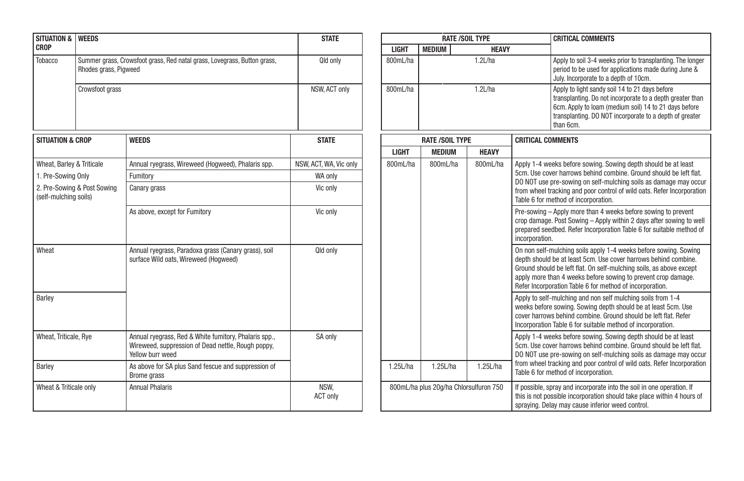| SITUATION & CROP | WEEDS | STATE | RATE /SOIL TYPE LIGHT | MEDIUM | HEAVY | CRITICAL COMMENTS |
|---|---|---|---|---|---|---|
| Tobacco | Summer grass, Crowsfoot grass, Red natal grass, Lovegrass, Button grass, Rhodes grass, Pigweed | Qld only | 800mL/ha | 1.2L/ha | | Apply to soil 3-4 weeks prior to transplanting. The longer period to be used for applications made during June & July. Incorporate to a depth of 10cm. |
| | Crowsfoot grass | NSW, ACT only | 800mL/ha | 1.2L/ha | | Apply to light sandy soil 14 to 21 days before transplanting. Do not incorporate to a depth greater than 6cm. Apply to loam (medium soil) 14 to 21 days before transplanting. DO NOT incorporate to a depth of greater than 6cm. |

| SITUATION & CROP | WEEDS | STATE | RATE /SOIL TYPE LIGHT | MEDIUM | HEAVY | CRITICAL COMMENTS |
|---|---|---|---|---|---|---|
| Wheat, Barley & Triticale<br>1. Pre-Sowing Only<br>2. Pre-Sowing & Post Sowing (self-mulching soils) | Annual ryegrass, Wireweed (Hogweed), Phalaris spp.<br>Fumitory<br>Canary grass | NSW, ACT, WA, Vic only<br>WA only<br>Vic only | 800mL/ha | 800mL/ha | 800mL/ha | Apply 1-4 weeks before sowing. Sowing depth should be at least 5cm. Use cover harrows behind combine. Ground should be left flat. DO NOT use pre-sowing on self-mulching soils as damage may occur from wheel tracking and poor control of wild oats. Refer Incorporation Table 6 for method of incorporation. |
| | As above, except for Fumitory | Vic only | | | | Pre-sowing – Apply more than 4 weeks before sowing to prevent crop damage. Post Sowing – Apply within 2 days after sowing to well prepared seedbed. Refer Incorporation Table 6 for suitable method of incorporation. |
| Wheat | Annual ryegrass, Paradoxa grass (Canary grass), soil surface Wild oats, Wireweed (Hogweed) | Qld only | | | | On non self-mulching soils apply 1-4 weeks before sowing. Sowing depth should be at least 5cm. Use cover harrows behind combine. Ground should be left flat. On self-mulching soils, as above except apply more than 4 weeks before sowing to prevent crop damage. Refer Incorporation Table 6 for method of incorporation. |
| Barley | | | | | | Apply to self-mulching and non self mulching soils from 1-4 weeks before sowing. Sowing depth should be at least 5cm. Use cover harrows behind combine. Ground should be left flat. Refer Incorporation Table 6 for suitable method of incorporation. |
| Wheat, Triticale, Rye | Annual ryegrass, Red & White fumitory, Phalaris spp., Wireweed, suppression of Dead nettle, Rough poppy, Yellow burr weed | SA only | | | | Apply 1-4 weeks before sowing. Sowing depth should be at least 5cm. Use cover harrows behind combine. Ground should be left flat. DO NOT use pre-sowing on self-mulching soils as damage may occur from wheel tracking and poor control of wild oats. Refer Incorporation Table 6 for method of incorporation. |
| Barley | As above for SA plus Sand fescue and suppression of Brome grass | | 1.25L/ha | 1.25L/ha | 1.25L/ha | |
| Wheat & Triticale only | Annual Phalaris | NSW, ACT only | 800mL/ha plus 20g/ha Chlorsulfuron 750 | | | If possible, spray and incorporate into the soil in one operation. If this is not possible incorporation should take place within 4 hours of spraying. Delay may cause inferior weed control. |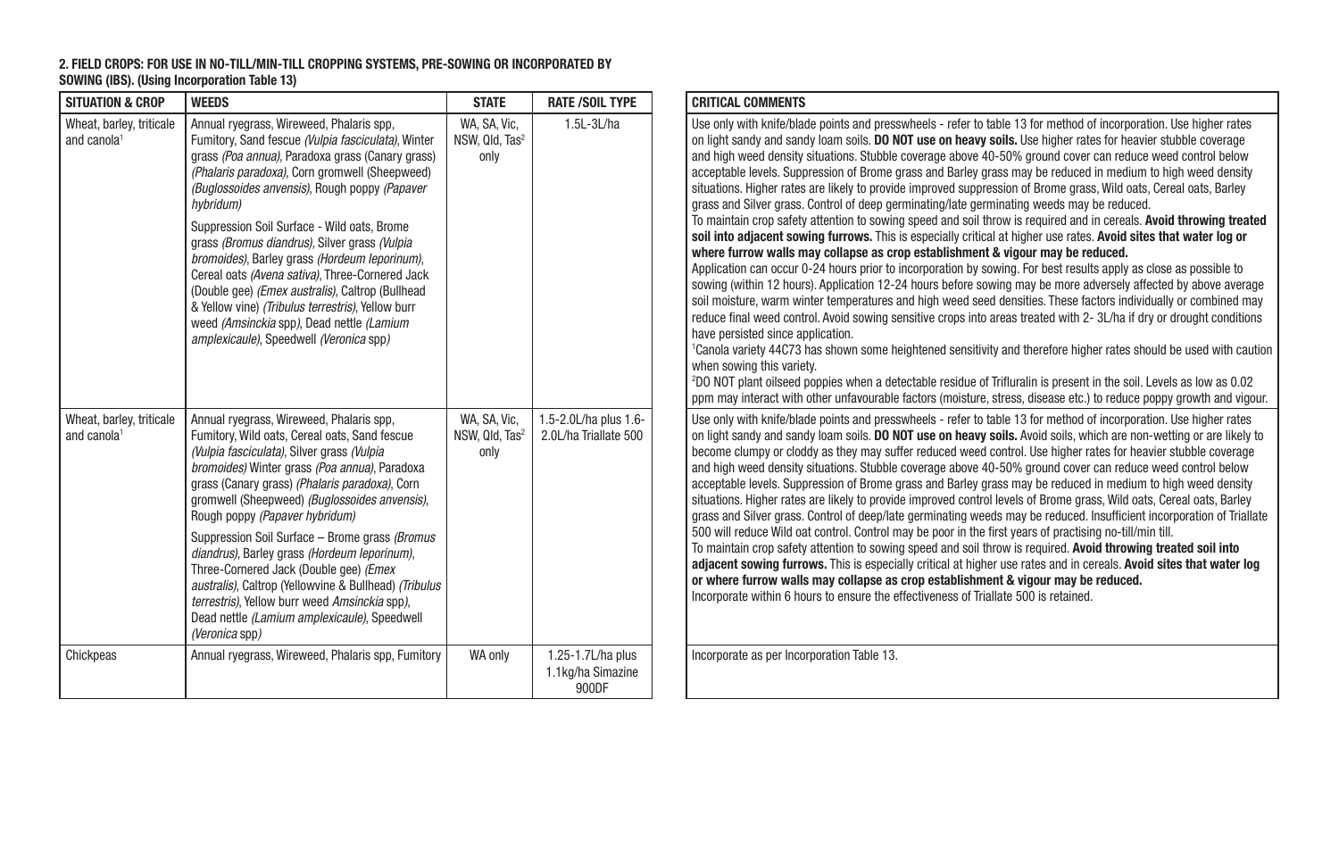**2. FIELD CROPS: FOR USE IN NO-TILL/MIN-TILL CROPPING SYSTEMS, PRE-SOWING OR INCORPORATED BY SOWING (IBS). (Using Incorporation Table 13)**

| SITUATION & CROP | WEEDS | STATE | RATE /SOIL TYPE | CRITICAL COMMENTS |
|---|---|---|---|---|
| Wheat, barley, triticale and canola[1] | Annual ryegrass, Wireweed, Phalaris spp, Fumitory, Sand fescue *(Vulpia fasciculata)*, Winter grass *(Poa annua)*, Paradoxa grass (Canary grass) *(Phalaris paradoxa)*, Corn gromwell (Sheepweed) *(Buglossoides arvensis)*, Rough poppy *(Papaver hybridum)*<br><br>Suppression Soil Surface - Wild oats, Brome grass *(Bromus diandrus)*, Silver grass *(Vulpia bromoides)*, Barley grass *(Hordeum leporinum)*, Cereal oats *(Avena sativa)*, Three-Cornered Jack (Double gee) *(Emex australis)*, Caltrop (Bullhead & Yellow vine) *(Tribulus terrestris)*, Yellow burr weed *(Amsinckia* spp*)*, Dead nettle *(Lamium amplexicaule)*, Speedwell *(Veronica* spp*)* | WA, SA, Vic, NSW, Qld, Tas[2] only | 1.5L-3L/ha | Use only with knife/blade points and presswheels - refer to table 13 for method of incorporation. Use higher rates on light sandy and sandy loam soils. **DO NOT use on heavy soils.** Use higher rates for heavier stubble coverage and high weed density situations. Stubble coverage above 40-50% ground cover can reduce weed control below acceptable levels. Suppression of Brome grass and Barley grass may be reduced in medium to high weed density situations. Higher rates are likely to provide improved suppression of Brome grass, Wild oats, Cereal oats, Barley grass and Silver grass. Control of deep germinating/late germinating weeds may be reduced.<br>To maintain crop safety attention to sowing speed and soil throw is required and in cereals. **Avoid throwing treated soil into adjacent sowing furrows.** This is especially critical at higher use rates. **Avoid sites that water log or where furrow walls may collapse as crop establishment & vigour may be reduced.**<br>Application can occur 0-24 hours prior to incorporation by sowing. For best results apply as close as possible to sowing (within 12 hours). Application 12-24 hours before sowing may be more adversely affected by above average soil moisture, warm winter temperatures and high weed seed densities. These factors individually or combined may reduce final weed control. Avoid sowing sensitive crops into areas treated with 2- 3L/ha if dry or drought conditions have persisted since application.<br>[1]Canola variety 44C73 has shown some heightened sensitivity and therefore higher rates should be used with caution when sowing this variety.<br>[2]DO NOT plant oilseed poppies when a detectable residue of Trifluralin is present in the soil. Levels as low as 0.02 ppm may interact with other unfavourable factors (moisture, stress, disease etc.) to reduce poppy growth and vigour. |
| Wheat, barley, triticale and canola[1] | Annual ryegrass, Wireweed, Phalaris spp, Fumitory, Wild oats, Cereal oats, Sand fescue *(Vulpia fasciculata)*, Silver grass *(Vulpia bromoides)* Winter grass *(Poa annua)*, Paradoxa grass (Canary grass) *(Phalaris paradoxa)*, Corn gromwell (Sheepweed) *(Buglossoides arvensis)*, Rough poppy *(Papaver hybridum)*<br><br>Suppression Soil Surface – Brome grass *(Bromus diandrus)*, Barley grass *(Hordeum leporinum)*, Three-Cornered Jack (Double gee) *(Emex australis)*, Caltrop (Yellowvine & Bullhead) *(Tribulus terrestris)*, Yellow burr weed *Amsinckia* spp), Dead nettle *(Lamium amplexicaule)*, Speedwell *(Veronica* spp) | WA, SA, Vic, NSW, Qld, Tas[2] only | 1.5-2.0L/ha plus 1.6-2.0L/ha Triallate 500 | Use only with knife/blade points and presswheels - refer to table 13 for method of incorporation. Use higher rates on light sandy and sandy loam soils. **DO NOT use on heavy soils.** Avoid soils, which are non-wetting or are likely to become clumpy or cloddy as they may suffer reduced weed control. Use higher rates for heavier stubble coverage and high weed density situations. Stubble coverage above 40-50% ground cover can reduce weed control below acceptable levels. Suppression of Brome grass and Barley grass may be reduced in medium to high weed density situations. Higher rates are likely to provide improved control levels of Brome grass, Wild oats, Cereal oats, Barley grass and Silver grass. Control of deep/late germinating weeds may be reduced. Insufficient incorporation of Triallate 500 will reduce Wild oat control. Control may be poor in the first years of practising no-till/min till.<br>To maintain crop safety attention to sowing speed and soil throw is required. **Avoid throwing treated soil into adjacent sowing furrows.** This is especially critical at higher use rates and in cereals. **Avoid sites that water log or where furrow walls may collapse as crop establishment & vigour may be reduced.**<br>Incorporate within 6 hours to ensure the effectiveness of Triallate 500 is retained. |
| Chickpeas | Annual ryegrass, Wireweed, Phalaris spp, Fumitory | WA only | 1.25-1.7L/ha plus 1.1kg/ha Simazine 900DF | Incorporate as per Incorporation Table 13. |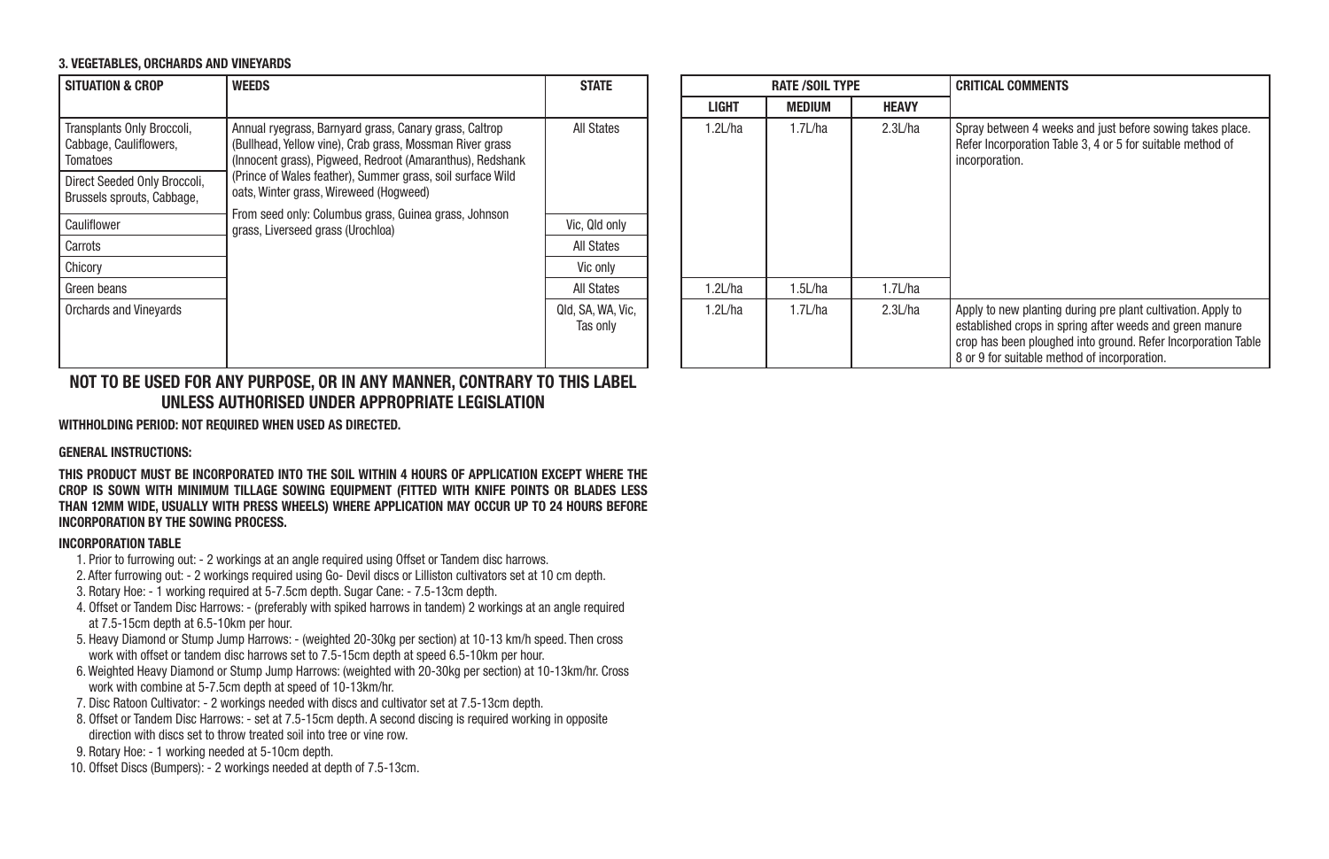### 3. VEGETABLES, ORCHARDS AND VINEYARDS

| SITUATION & CROP | WEEDS | STATE | RATE /SOIL TYPE | | | CRITICAL COMMENTS |
|---|---|---|---|---|---|---|
| | | | LIGHT | MEDIUM | HEAVY | |
| Transplants Only Broccoli, Cabbage, Cauliflowers, Tomatoes | Annual ryegrass, Barnyard grass, Canary grass, Caltrop (Bullhead, Yellow vine), Crab grass, Mossman River grass (Innocent grass), Pigweed, Redroot (Amaranthus), Redshank (Prince of Wales feather), Summer grass, soil surface Wild oats, Winter grass, Wireweed (Hogweed) From seed only: Columbus grass, Guinea grass, Johnson grass, Liverseed grass (Urochloa) | All States | 1.2L/ha | 1.7L/ha | 2.3L/ha | Spray between 4 weeks and just before sowing takes place. Refer Incorporation Table 3, 4 or 5 for suitable method of incorporation. |
| Direct Seeded Only Broccoli, Brussels sprouts, Cabbage, | | | | | | |
| Cauliflower | | Vic, Qld only | | | | |
| Carrots | | All States | | | | |
| Chicory | | Vic only | | | | |
| Green beans | | All States | 1.2L/ha | 1.5L/ha | 1.7L/ha | |
| Orchards and Vineyards | | Qld, SA, WA, Vic, Tas only | 1.2L/ha | 1.7L/ha | 2.3L/ha | Apply to new planting during pre plant cultivation. Apply to established crops in spring after weeds and green manure crop has been ploughed into ground. Refer Incorporation Table 8 or 9 for suitable method of incorporation. |

**NOT TO BE USED FOR ANY PURPOSE, OR IN ANY MANNER, CONTRARY TO THIS LABEL UNLESS AUTHORISED UNDER APPROPRIATE LEGISLATION**

**WITHHOLDING PERIOD: NOT REQUIRED WHEN USED AS DIRECTED.**

**GENERAL INSTRUCTIONS:**

**THIS PRODUCT MUST BE INCORPORATED INTO THE SOIL WITHIN 4 HOURS OF APPLICATION EXCEPT WHERE THE CROP IS SOWN WITH MINIMUM TILLAGE SOWING EQUIPMENT (FITTED WITH KNIFE POINTS OR BLADES LESS THAN 12MM WIDE, USUALLY WITH PRESS WHEELS) WHERE APPLICATION MAY OCCUR UP TO 24 HOURS BEFORE INCORPORATION BY THE SOWING PROCESS.**

**INCORPORATION TABLE**

1. Prior to furrowing out: - 2 workings at an angle required using Offset or Tandem disc harrows.
2. After furrowing out: - 2 workings required using Go- Devil discs or Lilliston cultivators set at 10 cm depth.
3. Rotary Hoe: - 1 working required at 5-7.5cm depth. Sugar Cane: - 7.5-13cm depth.
4. Offset or Tandem Disc Harrows: - (preferably with spiked harrows in tandem) 2 workings at an angle required at 7.5-15cm depth at 6.5-10km per hour.
5. Heavy Diamond or Stump Jump Harrows: - (weighted 20-30kg per section) at 10-13 km/h speed. Then cross work with offset or tandem disc harrows set to 7.5-15cm depth at speed 6.5-10km per hour.
6. Weighted Heavy Diamond or Stump Jump Harrows: (weighted with 20-30kg per section) at 10-13km/hr. Cross work with combine at 5-7.5cm depth at speed of 10-13km/hr.
7. Disc Ratoon Cultivator: - 2 workings needed with discs and cultivator set at 7.5-13cm depth.
8. Offset or Tandem Disc Harrows: - set at 7.5-15cm depth. A second discing is required working in opposite direction with discs set to throw treated soil into tree or vine row.
9. Rotary Hoe: - 1 working needed at 5-10cm depth.
10. Offset Discs (Bumpers): - 2 workings needed at depth of 7.5-13cm.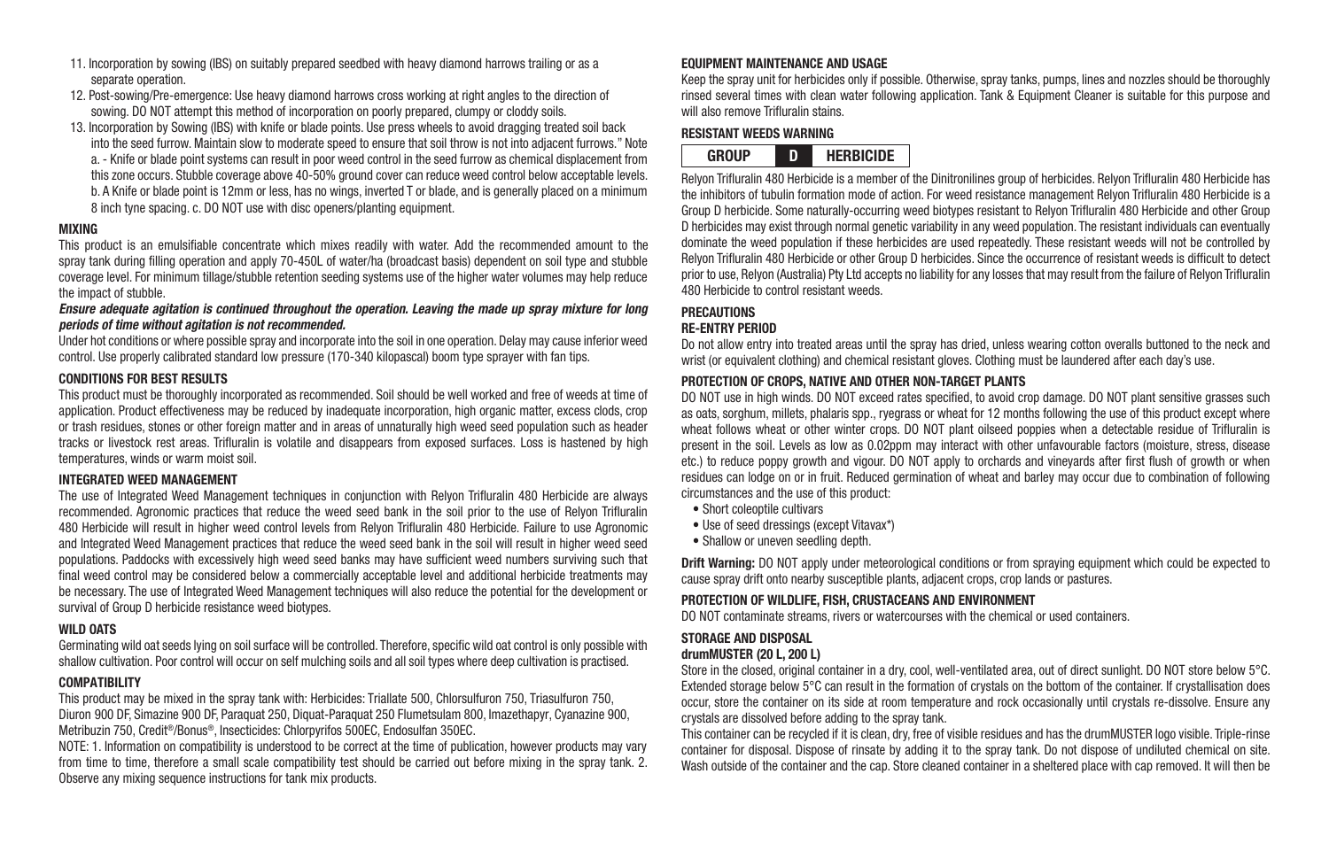11. Incorporation by sowing (IBS) on suitably prepared seedbed with heavy diamond harrows trailing or as a separate operation.
12. Post-sowing/Pre-emergence: Use heavy diamond harrows cross working at right angles to the direction of sowing. DO NOT attempt this method of incorporation on poorly prepared, clumpy or cloddy soils.
13. Incorporation by Sowing (IBS) with knife or blade points. Use press wheels to avoid dragging treated soil back into the seed furrow. Maintain slow to moderate speed to ensure that soil throw is not into adjacent furrows." Note a. - Knife or blade point systems can result in poor weed control in the seed furrow as chemical displacement from this zone occurs. Stubble coverage above 40-50% ground cover can reduce weed control below acceptable levels. b. A Knife or blade point is 12mm or less, has no wings, inverted T or blade, and is generally placed on a minimum 8 inch tyne spacing. c. DO NOT use with disc openers/planting equipment.

### MIXING

This product is an emulsifiable concentrate which mixes readily with water. Add the recommended amount to the spray tank during filling operation and apply 70-450L of water/ha (broadcast basis) dependent on soil type and stubble coverage level. For minimum tillage/stubble retention seeding systems use of the higher water volumes may help reduce the impact of stubble.

***Ensure adequate agitation is continued throughout the operation. Leaving the made up spray mixture for long periods of time without agitation is not recommended.***

Under hot conditions or where possible spray and incorporate into the soil in one operation. Delay may cause inferior weed control. Use properly calibrated standard low pressure (170-340 kilopascal) boom type sprayer with fan tips.

### CONDITIONS FOR BEST RESULTS

This product must be thoroughly incorporated as recommended. Soil should be well worked and free of weeds at time of application. Product effectiveness may be reduced by inadequate incorporation, high organic matter, excess clods, crop or trash residues, stones or other foreign matter and in areas of unnaturally high weed seed population such as header tracks or livestock rest areas. Trifluralin is volatile and disappears from exposed surfaces. Loss is hastened by high temperatures, winds or warm moist soil.

### INTEGRATED WEED MANAGEMENT

The use of Integrated Weed Management techniques in conjunction with Relyon Trifluralin 480 Herbicide are always recommended. Agronomic practices that reduce the weed seed bank in the soil prior to the use of Relyon Trifluralin 480 Herbicide will result in higher weed control levels from Relyon Trifluralin 480 Herbicide. Failure to use Agronomic and Integrated Weed Management practices that reduce the weed seed bank in the soil will result in higher weed seed populations. Paddocks with excessively high weed seed banks may have sufficient weed numbers surviving such that final weed control may be considered below a commercially acceptable level and additional herbicide treatments may be necessary. The use of Integrated Weed Management techniques will also reduce the potential for the development or survival of Group D herbicide resistance weed biotypes.

### WILD OATS

Germinating wild oat seeds lying on soil surface will be controlled. Therefore, specific wild oat control is only possible with shallow cultivation. Poor control will occur on self mulching soils and all soil types where deep cultivation is practised.

### COMPATIBILITY

This product may be mixed in the spray tank with: Herbicides: Triallate 500, Chlorsulfuron 750, Triasulfuron 750, Diuron 900 DF, Simazine 900 DF, Paraquat 250, Diquat-Paraquat 250 Flumetsulam 800, Imazethapyr, Cyanazine 900, Metribuzin 750, Credit®/Bonus®, Insecticides: Chlorpyrifos 500EC, Endosulfan 350EC.

NOTE: 1. Information on compatibility is understood to be correct at the time of publication, however products may vary from time to time, therefore a small scale compatibility test should be carried out before mixing in the spray tank. 2. Observe any mixing sequence instructions for tank mix products.

### EQUIPMENT MAINTENANCE AND USAGE

Keep the spray unit for herbicides only if possible. Otherwise, spray tanks, pumps, lines and nozzles should be thoroughly rinsed several times with clean water following application. Tank & Equipment Cleaner is suitable for this purpose and will also remove Trifluralin stains.

### RESISTANT WEEDS WARNING

| GROUP | D | HERBICIDE |
|---|---|---|

Relyon Trifluralin 480 Herbicide is a member of the Dinitronilines group of herbicides. Relyon Trifluralin 480 Herbicide has the inhibitors of tubulin formation mode of action. For weed resistance management Relyon Trifluralin 480 Herbicide is a Group D herbicide. Some naturally-occurring weed biotypes resistant to Relyon Trifluralin 480 Herbicide and other Group D herbicides may exist through normal genetic variability in any weed population. The resistant individuals can eventually dominate the weed population if these herbicides are used repeatedly. These resistant weeds will not be controlled by Relyon Trifluralin 480 Herbicide or other Group D herbicides. Since the occurrence of resistant weeds is difficult to detect prior to use, Relyon (Australia) Pty Ltd accepts no liability for any losses that may result from the failure of Relyon Trifluralin 480 Herbicide to control resistant weeds.

### PRECAUTIONS

#### RE-ENTRY PERIOD

Do not allow entry into treated areas until the spray has dried, unless wearing cotton overalls buttoned to the neck and wrist (or equivalent clothing) and chemical resistant gloves. Clothing must be laundered after each day's use.

### PROTECTION OF CROPS, NATIVE AND OTHER NON-TARGET PLANTS

DO NOT use in high winds. DO NOT exceed rates specified, to avoid crop damage. DO NOT plant sensitive grasses such as oats, sorghum, millets, phalaris spp., ryegrass or wheat for 12 months following the use of this product except where wheat follows wheat or other winter crops. DO NOT plant oilseed poppies when a detectable residue of Trifluralin is present in the soil. Levels as low as 0.02ppm may interact with other unfavourable factors (moisture, stress, disease etc.) to reduce poppy growth and vigour. DO NOT apply to orchards and vineyards after first flush of growth or when residues can lodge on or in fruit. Reduced germination of wheat and barley may occur due to combination of following circumstances and the use of this product:

- Short coleoptile cultivars
- Use of seed dressings (except Vitavax*)
- Shallow or uneven seedling depth.

**Drift Warning:** DO NOT apply under meteorological conditions or from spraying equipment which could be expected to cause spray drift onto nearby susceptible plants, adjacent crops, crop lands or pastures.

### PROTECTION OF WILDLIFE, FISH, CRUSTACEANS AND ENVIRONMENT

DO NOT contaminate streams, rivers or watercourses with the chemical or used containers.

### STORAGE AND DISPOSAL

#### drumMUSTER (20 L, 200 L)

Store in the closed, original container in a dry, cool, well-ventilated area, out of direct sunlight. DO NOT store below 5°C. Extended storage below 5°C can result in the formation of crystals on the bottom of the container. If crystallisation does occur, store the container on its side at room temperature and rock occasionally until crystals re-dissolve. Ensure any crystals are dissolved before adding to the spray tank.

This container can be recycled if it is clean, dry, free of visible residues and has the drumMUSTER logo visible. Triple-rinse container for disposal. Dispose of rinsate by adding it to the spray tank. Do not dispose of undiluted chemical on site. Wash outside of the container and the cap. Store cleaned container in a sheltered place with cap removed. It will then be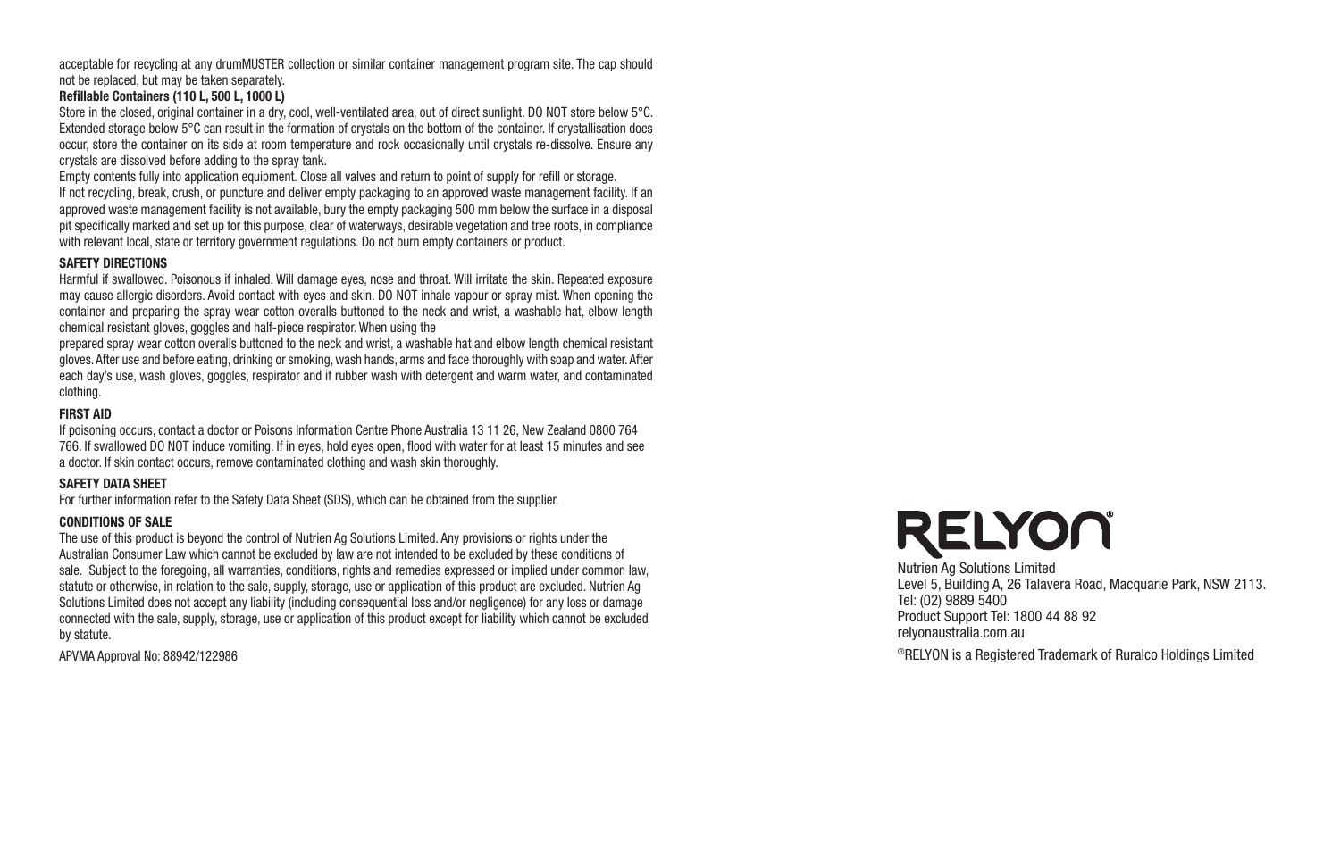acceptable for recycling at any drumMUSTER collection or similar container management program site. The cap should not be replaced, but may be taken separately.

**Refillable Containers (110 L, 500 L, 1000 L)**

Store in the closed, original container in a dry, cool, well-ventilated area, out of direct sunlight. DO NOT store below 5°C. Extended storage below 5°C can result in the formation of crystals on the bottom of the container. If crystallisation does occur, store the container on its side at room temperature and rock occasionally until crystals re-dissolve. Ensure any crystals are dissolved before adding to the spray tank.

Empty contents fully into application equipment. Close all valves and return to point of supply for refill or storage.

If not recycling, break, crush, or puncture and deliver empty packaging to an approved waste management facility. If an approved waste management facility is not available, bury the empty packaging 500 mm below the surface in a disposal pit specifically marked and set up for this purpose, clear of waterways, desirable vegetation and tree roots, in compliance with relevant local, state or territory government regulations. Do not burn empty containers or product.

**SAFETY DIRECTIONS**

Harmful if swallowed. Poisonous if inhaled. Will damage eyes, nose and throat. Will irritate the skin. Repeated exposure may cause allergic disorders. Avoid contact with eyes and skin. DO NOT inhale vapour or spray mist. When opening the container and preparing the spray wear cotton overalls buttoned to the neck and wrist, a washable hat, elbow length chemical resistant gloves, goggles and half-piece respirator. When using the prepared spray wear cotton overalls buttoned to the neck and wrist, a washable hat and elbow length chemical resistant gloves. After use and before eating, drinking or smoking, wash hands, arms and face thoroughly with soap and water. After each day's use, wash gloves, goggles, respirator and if rubber wash with detergent and warm water, and contaminated clothing.

**FIRST AID**

If poisoning occurs, contact a doctor or Poisons Information Centre Phone Australia 13 11 26, New Zealand 0800 764 766. If swallowed DO NOT induce vomiting. If in eyes, hold eyes open, flood with water for at least 15 minutes and see a doctor. If skin contact occurs, remove contaminated clothing and wash skin thoroughly.

**SAFETY DATA SHEET**

For further information refer to the Safety Data Sheet (SDS), which can be obtained from the supplier.

**CONDITIONS OF SALE**

The use of this product is beyond the control of Nutrien Ag Solutions Limited. Any provisions or rights under the Australian Consumer Law which cannot be excluded by law are not intended to be excluded by these conditions of sale. Subject to the foregoing, all warranties, conditions, rights and remedies expressed or implied under common law, statute or otherwise, in relation to the sale, supply, storage, use or application of this product are excluded. Nutrien Ag Solutions Limited does not accept any liability (including consequential loss and/or negligence) for any loss or damage connected with the sale, supply, storage, use or application of this product except for liability which cannot be excluded by statute.

APVMA Approval No: 88942/122986

RELYON®

Nutrien Ag Solutions Limited
Level 5, Building A, 26 Talavera Road, Macquarie Park, NSW 2113.
Tel: (02) 9889 5400
Product Support Tel: 1800 44 88 92
relyonaustralia.com.au

®RELYON is a Registered Trademark of Ruralco Holdings Limited